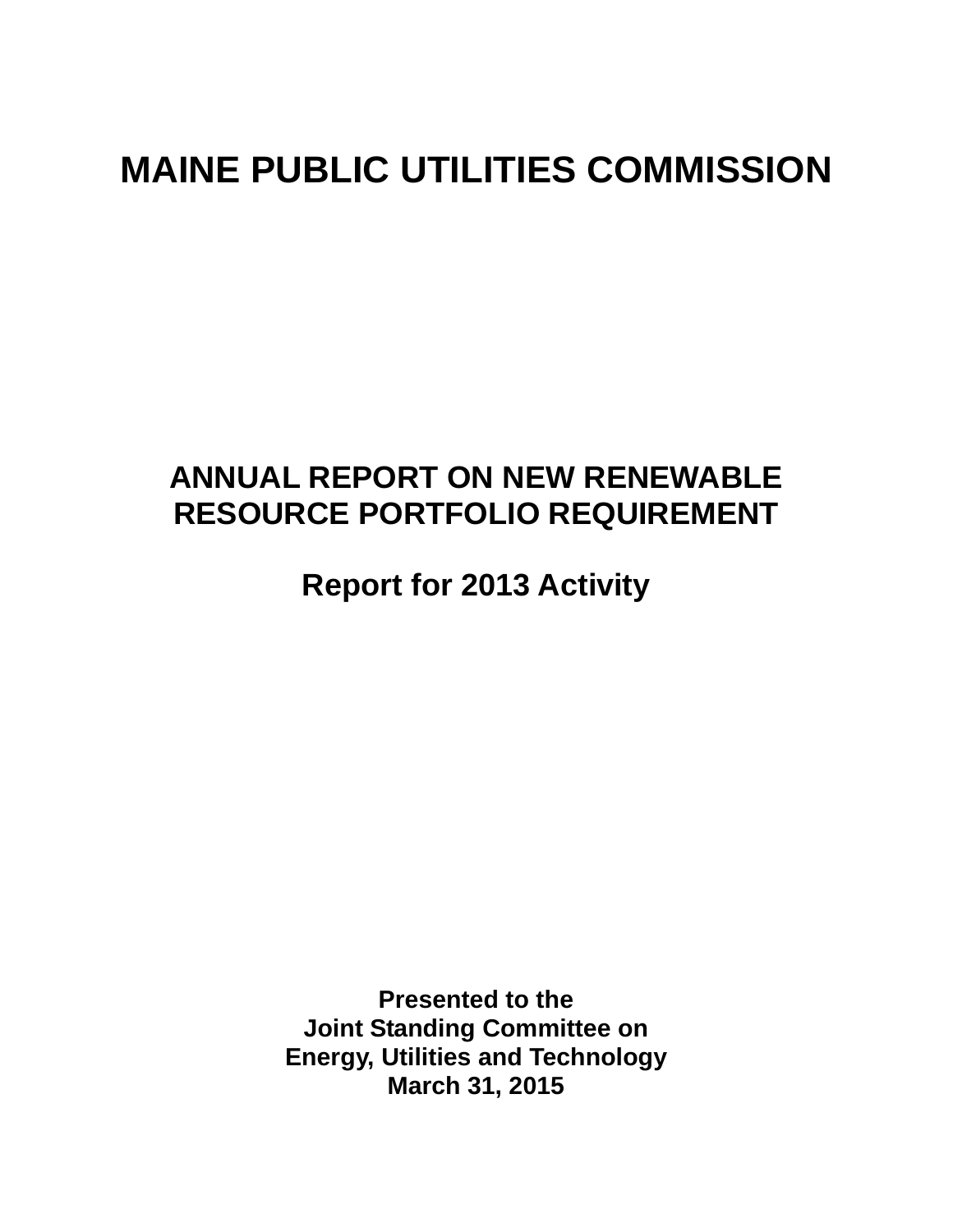# MAINE PUBLIC UTILITIES COMMISSION

## ANNUAL REPORT ON NEW RENEWABLE RESOURCE PORTFOLIO REQUIREMENT

### Report for 2013 Activity

**Presented to the**
**Joint Standing Committee on**
**Energy, Utilities and Technology**
**March 31, 2015**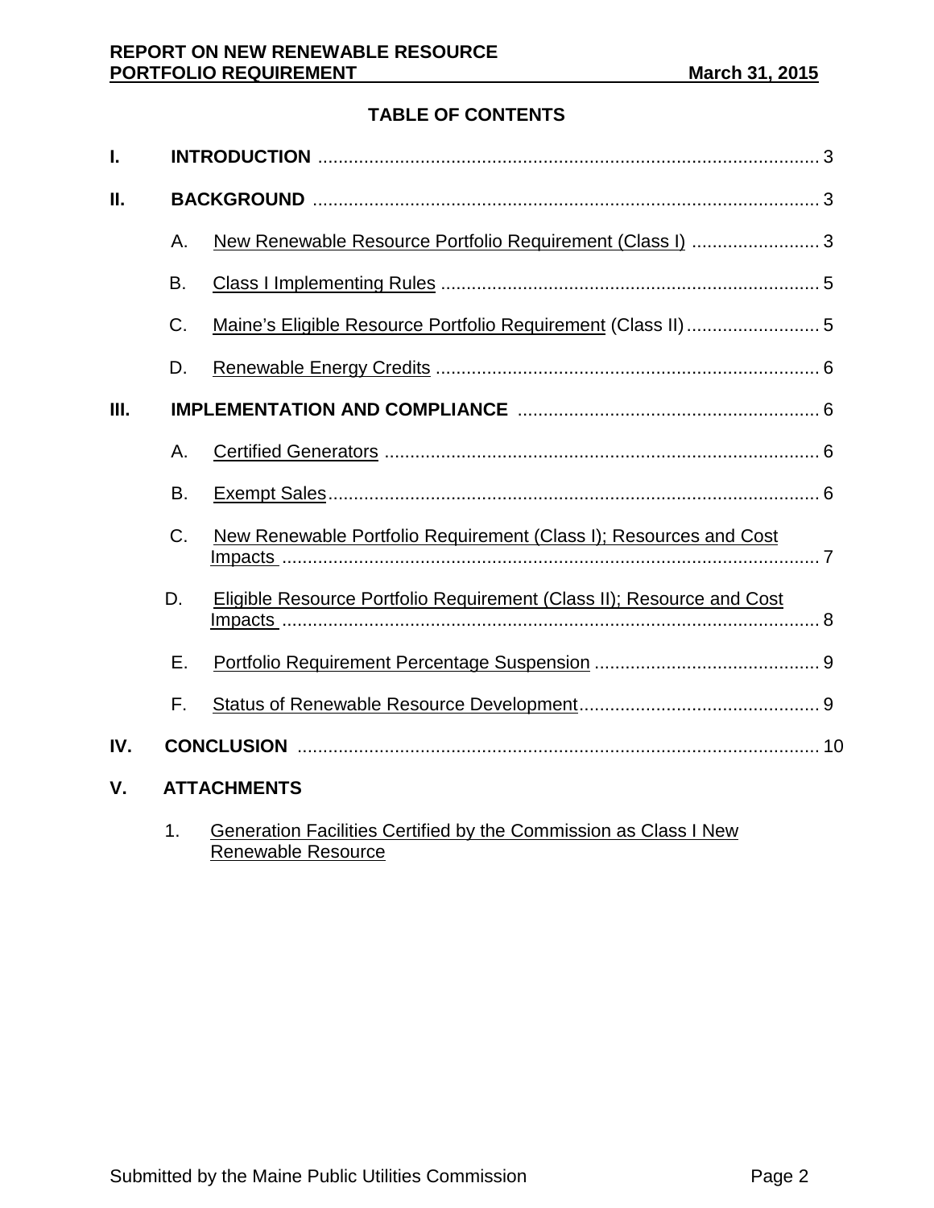## TABLE OF CONTENTS

**I. INTRODUCTION** .................................................. 3

**II. BACKGROUND** .................................................. 3

- A. New Renewable Resource Portfolio Requirement (Class I) .................. 3
- B. Class I Implementing Rules .................................................. 5
- C. Maine's Eligible Resource Portfolio Requirement (Class II) .................. 5
- D. Renewable Energy Credits .................................................. 6

**III. IMPLEMENTATION AND COMPLIANCE** .................................................. 6

- A. Certified Generators .................................................. 6
- B. Exempt Sales .................................................. 6
- C. New Renewable Portfolio Requirement (Class I); Resources and Cost Impacts .................................................. 7
- D. Eligible Resource Portfolio Requirement (Class II); Resource and Cost Impacts .................................................. 8
- E. Portfolio Requirement Percentage Suspension .................................................. 9
- F. Status of Renewable Resource Development .................................................. 9

**IV. CONCLUSION** .................................................. 10

**V. ATTACHMENTS**

1. Generation Facilities Certified by the Commission as Class I New Renewable Resource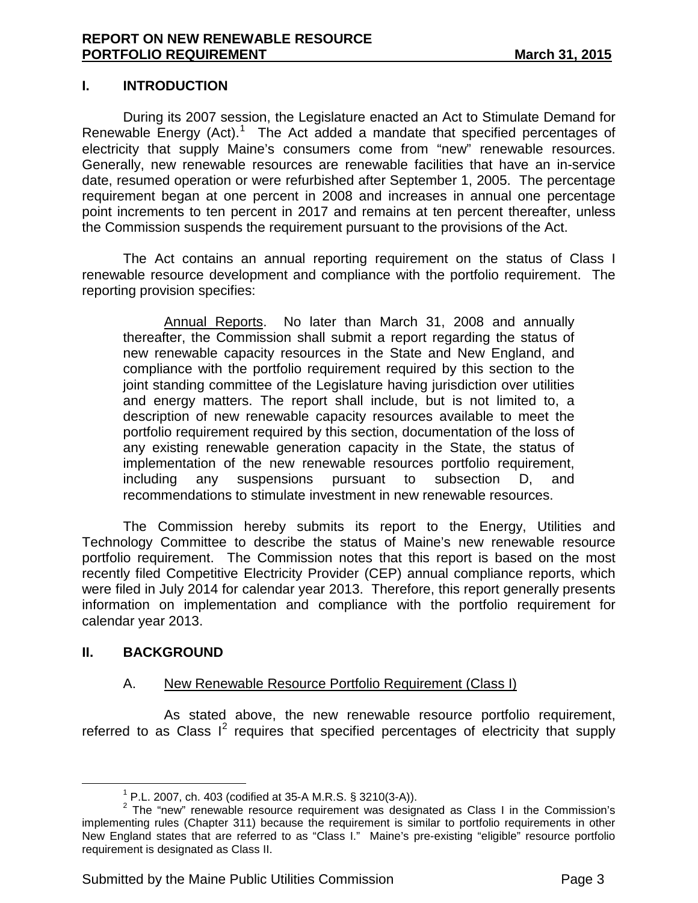## I. INTRODUCTION

During its 2007 session, the Legislature enacted an Act to Stimulate Demand for Renewable Energy (Act).[1] The Act added a mandate that specified percentages of electricity that supply Maine's consumers come from "new" renewable resources. Generally, new renewable resources are renewable facilities that have an in-service date, resumed operation or were refurbished after September 1, 2005. The percentage requirement began at one percent in 2008 and increases in annual one percentage point increments to ten percent in 2017 and remains at ten percent thereafter, unless the Commission suspends the requirement pursuant to the provisions of the Act.

The Act contains an annual reporting requirement on the status of Class I renewable resource development and compliance with the portfolio requirement. The reporting provision specifies:

> Annual Reports. No later than March 31, 2008 and annually thereafter, the Commission shall submit a report regarding the status of new renewable capacity resources in the State and New England, and compliance with the portfolio requirement required by this section to the joint standing committee of the Legislature having jurisdiction over utilities and energy matters. The report shall include, but is not limited to, a description of new renewable capacity resources available to meet the portfolio requirement required by this section, documentation of the loss of any existing renewable generation capacity in the State, the status of implementation of the new renewable resources portfolio requirement, including any suspensions pursuant to subsection D, and recommendations to stimulate investment in new renewable resources.

The Commission hereby submits its report to the Energy, Utilities and Technology Committee to describe the status of Maine's new renewable resource portfolio requirement. The Commission notes that this report is based on the most recently filed Competitive Electricity Provider (CEP) annual compliance reports, which were filed in July 2014 for calendar year 2013. Therefore, this report generally presents information on implementation and compliance with the portfolio requirement for calendar year 2013.

## II. BACKGROUND

### A. New Renewable Resource Portfolio Requirement (Class I)

As stated above, the new renewable resource portfolio requirement, referred to as Class I[2] requires that specified percentages of electricity that supply

---

[1] P.L. 2007, ch. 403 (codified at 35-A M.R.S. § 3210(3-A)).

[2] The "new" renewable resource requirement was designated as Class I in the Commission's implementing rules (Chapter 311) because the requirement is similar to portfolio requirements in other New England states that are referred to as "Class I." Maine's pre-existing "eligible" resource portfolio requirement is designated as Class II.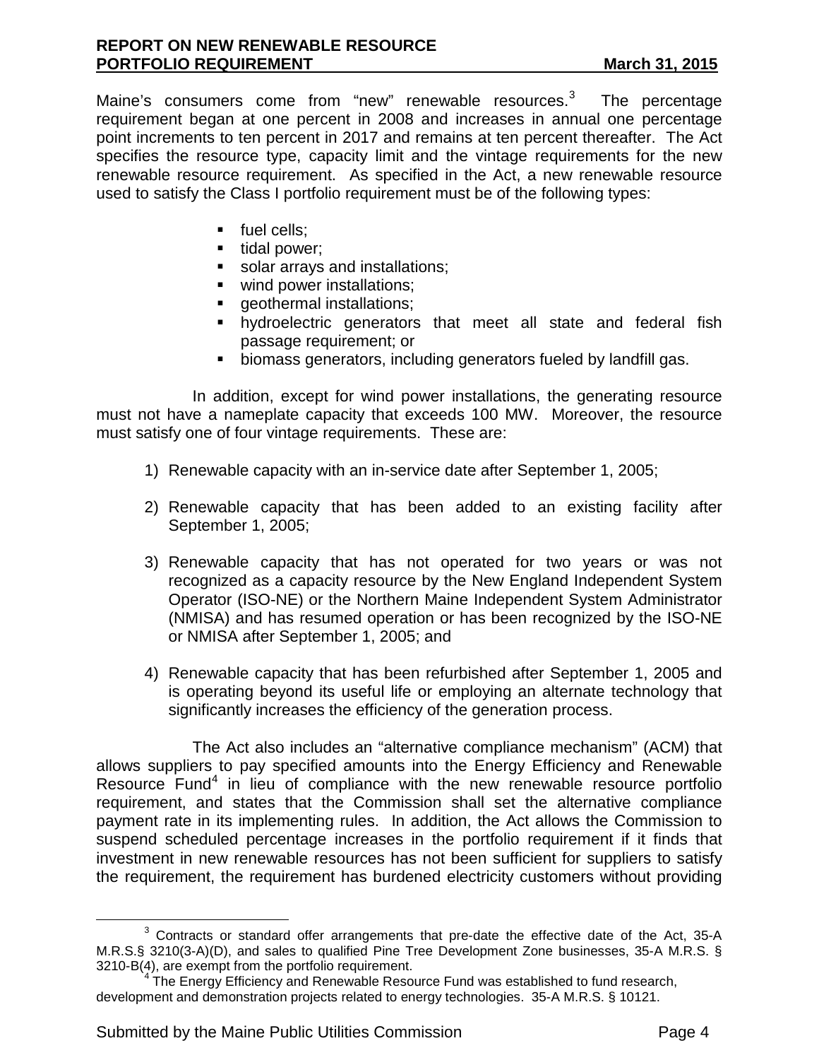Maine's consumers come from "new" renewable resources.[3] The percentage requirement began at one percent in 2008 and increases in annual one percentage point increments to ten percent in 2017 and remains at ten percent thereafter. The Act specifies the resource type, capacity limit and the vintage requirements for the new renewable resource requirement. As specified in the Act, a new renewable resource used to satisfy the Class I portfolio requirement must be of the following types:

- fuel cells;
- tidal power;
- solar arrays and installations;
- wind power installations;
- geothermal installations;
- hydroelectric generators that meet all state and federal fish passage requirement; or
- biomass generators, including generators fueled by landfill gas.

In addition, except for wind power installations, the generating resource must not have a nameplate capacity that exceeds 100 MW. Moreover, the resource must satisfy one of four vintage requirements. These are:

1) Renewable capacity with an in-service date after September 1, 2005;

2) Renewable capacity that has been added to an existing facility after September 1, 2005;

3) Renewable capacity that has not operated for two years or was not recognized as a capacity resource by the New England Independent System Operator (ISO-NE) or the Northern Maine Independent System Administrator (NMISA) and has resumed operation or has been recognized by the ISO-NE or NMISA after September 1, 2005; and

4) Renewable capacity that has been refurbished after September 1, 2005 and is operating beyond its useful life or employing an alternate technology that significantly increases the efficiency of the generation process.

The Act also includes an "alternative compliance mechanism" (ACM) that allows suppliers to pay specified amounts into the Energy Efficiency and Renewable Resource Fund[4] in lieu of compliance with the new renewable resource portfolio requirement, and states that the Commission shall set the alternative compliance payment rate in its implementing rules. In addition, the Act allows the Commission to suspend scheduled percentage increases in the portfolio requirement if it finds that investment in new renewable resources has not been sufficient for suppliers to satisfy the requirement, the requirement has burdened electricity customers without providing

[3] Contracts or standard offer arrangements that pre-date the effective date of the Act, 35-A M.R.S.§ 3210(3-A)(D), and sales to qualified Pine Tree Development Zone businesses, 35-A M.R.S. § 3210-B(4), are exempt from the portfolio requirement.

[4] The Energy Efficiency and Renewable Resource Fund was established to fund research, development and demonstration projects related to energy technologies. 35-A M.R.S. § 10121.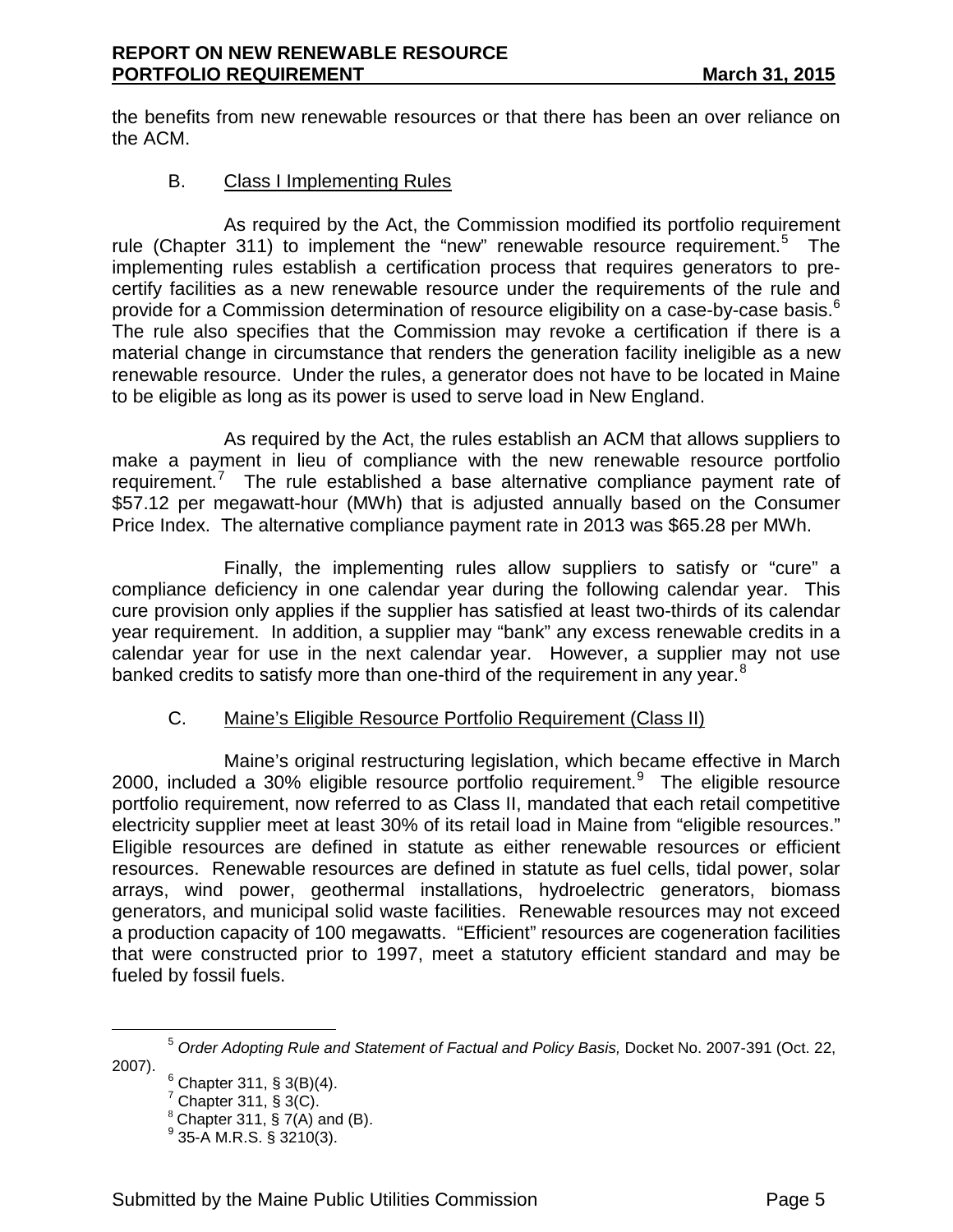the benefits from new renewable resources or that there has been an over reliance on the ACM.

### B. Class I Implementing Rules

As required by the Act, the Commission modified its portfolio requirement rule (Chapter 311) to implement the "new" renewable resource requirement.[5] The implementing rules establish a certification process that requires generators to pre-certify facilities as a new renewable resource under the requirements of the rule and provide for a Commission determination of resource eligibility on a case-by-case basis.[6] The rule also specifies that the Commission may revoke a certification if there is a material change in circumstance that renders the generation facility ineligible as a new renewable resource. Under the rules, a generator does not have to be located in Maine to be eligible as long as its power is used to serve load in New England.

As required by the Act, the rules establish an ACM that allows suppliers to make a payment in lieu of compliance with the new renewable resource portfolio requirement.[7] The rule established a base alternative compliance payment rate of $57.12 per megawatt-hour (MWh) that is adjusted annually based on the Consumer Price Index. The alternative compliance payment rate in 2013 was $65.28 per MWh.

Finally, the implementing rules allow suppliers to satisfy or "cure" a compliance deficiency in one calendar year during the following calendar year. This cure provision only applies if the supplier has satisfied at least two-thirds of its calendar year requirement. In addition, a supplier may "bank" any excess renewable credits in a calendar year for use in the next calendar year. However, a supplier may not use banked credits to satisfy more than one-third of the requirement in any year.[8]

### C. Maine's Eligible Resource Portfolio Requirement (Class II)

Maine's original restructuring legislation, which became effective in March 2000, included a 30% eligible resource portfolio requirement.[9] The eligible resource portfolio requirement, now referred to as Class II, mandated that each retail competitive electricity supplier meet at least 30% of its retail load in Maine from "eligible resources." Eligible resources are defined in statute as either renewable resources or efficient resources. Renewable resources are defined in statute as fuel cells, tidal power, solar arrays, wind power, geothermal installations, hydroelectric generators, biomass generators, and municipal solid waste facilities. Renewable resources may not exceed a production capacity of 100 megawatts. "Efficient" resources are cogeneration facilities that were constructed prior to 1997, meet a statutory efficient standard and may be fueled by fossil fuels.

---

[5] *Order Adopting Rule and Statement of Factual and Policy Basis,* Docket No. 2007-391 (Oct. 22, 2007).

[6] Chapter 311, § 3(B)(4).

[7] Chapter 311, § 3(C).

[8] Chapter 311, § 7(A) and (B).

[9] 35-A M.R.S. § 3210(3).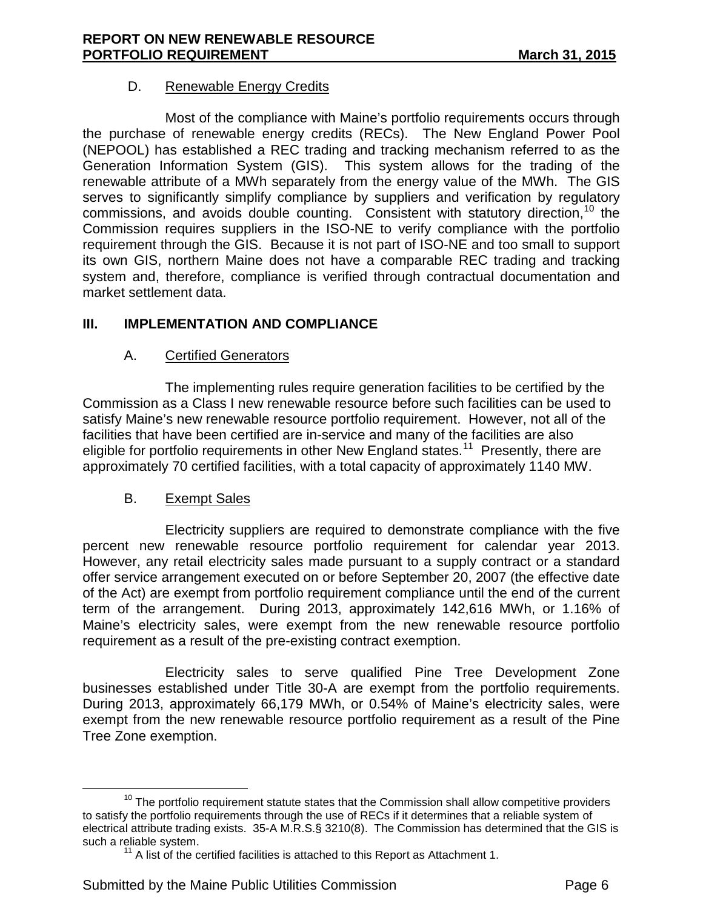### D. Renewable Energy Credits

Most of the compliance with Maine's portfolio requirements occurs through the purchase of renewable energy credits (RECs). The New England Power Pool (NEPOOL) has established a REC trading and tracking mechanism referred to as the Generation Information System (GIS). This system allows for the trading of the renewable attribute of a MWh separately from the energy value of the MWh. The GIS serves to significantly simplify compliance by suppliers and verification by regulatory commissions, and avoids double counting. Consistent with statutory direction,[10] the Commission requires suppliers in the ISO-NE to verify compliance with the portfolio requirement through the GIS. Because it is not part of ISO-NE and too small to support its own GIS, northern Maine does not have a comparable REC trading and tracking system and, therefore, compliance is verified through contractual documentation and market settlement data.

## III. IMPLEMENTATION AND COMPLIANCE

### A. Certified Generators

The implementing rules require generation facilities to be certified by the Commission as a Class I new renewable resource before such facilities can be used to satisfy Maine's new renewable resource portfolio requirement. However, not all of the facilities that have been certified are in-service and many of the facilities are also eligible for portfolio requirements in other New England states.[11] Presently, there are approximately 70 certified facilities, with a total capacity of approximately 1140 MW.

### B. Exempt Sales

Electricity suppliers are required to demonstrate compliance with the five percent new renewable resource portfolio requirement for calendar year 2013. However, any retail electricity sales made pursuant to a supply contract or a standard offer service arrangement executed on or before September 20, 2007 (the effective date of the Act) are exempt from portfolio requirement compliance until the end of the current term of the arrangement. During 2013, approximately 142,616 MWh, or 1.16% of Maine's electricity sales, were exempt from the new renewable resource portfolio requirement as a result of the pre-existing contract exemption.

Electricity sales to serve qualified Pine Tree Development Zone businesses established under Title 30-A are exempt from the portfolio requirements. During 2013, approximately 66,179 MWh, or 0.54% of Maine's electricity sales, were exempt from the new renewable resource portfolio requirement as a result of the Pine Tree Zone exemption.

---

[10] The portfolio requirement statute states that the Commission shall allow competitive providers to satisfy the portfolio requirements through the use of RECs if it determines that a reliable system of electrical attribute trading exists. 35-A M.R.S.§ 3210(8). The Commission has determined that the GIS is such a reliable system.

[11] A list of the certified facilities is attached to this Report as Attachment 1.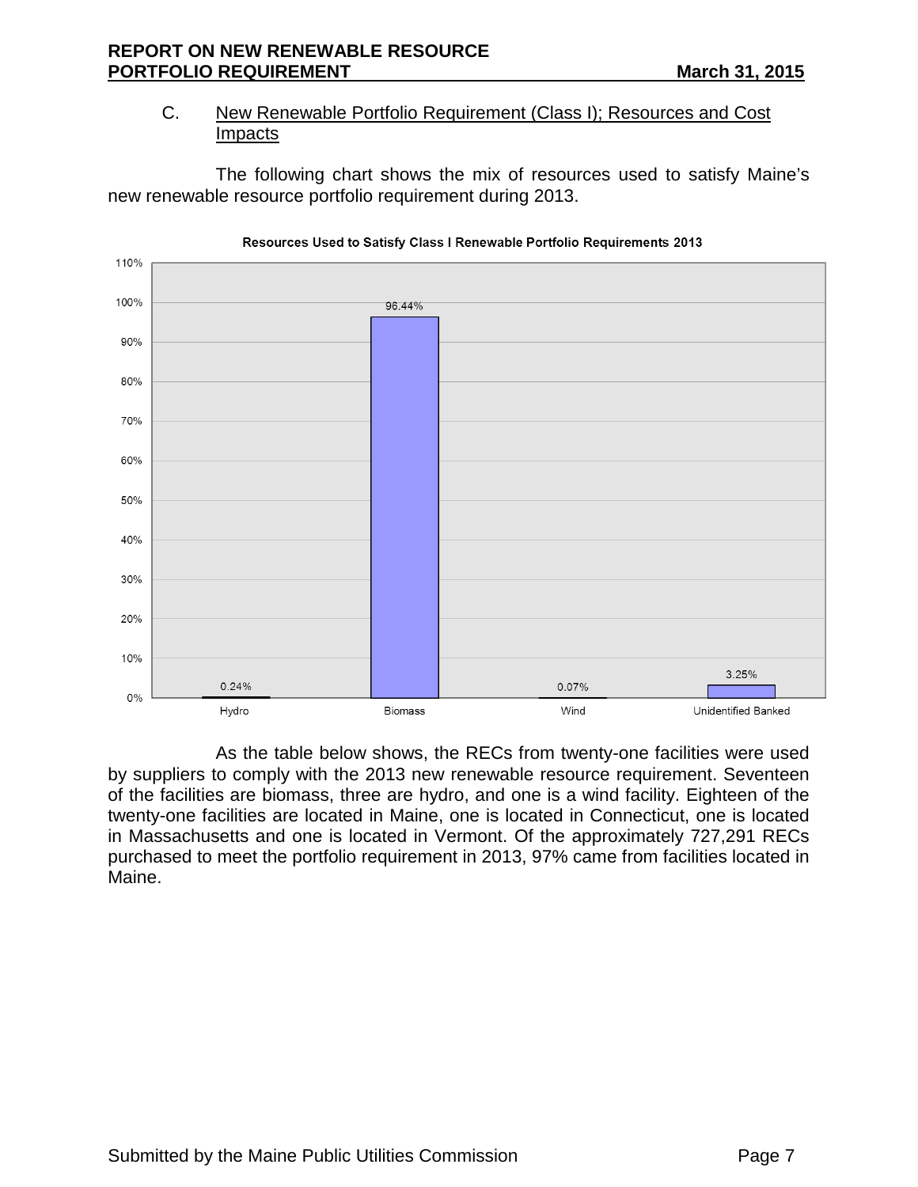### C. New Renewable Portfolio Requirement (Class I); Resources and Cost Impacts

The following chart shows the mix of resources used to satisfy Maine's new renewable resource portfolio requirement during 2013.

**Resources Used to Satisfy Class I Renewable Portfolio Requirements 2013**

| Resource | Percentage |
| --- | --- |
| Hydro | 0.24% |
| Biomass | 96.44% |
| Wind | 0.07% |
| Unidentified Banked | 3.25% |

As the table below shows, the RECs from twenty-one facilities were used by suppliers to comply with the 2013 new renewable resource requirement. Seventeen of the facilities are biomass, three are hydro, and one is a wind facility. Eighteen of the twenty-one facilities are located in Maine, one is located in Connecticut, one is located in Massachusetts and one is located in Vermont. Of the approximately 727,291 RECs purchased to meet the portfolio requirement in 2013, 97% came from facilities located in Maine.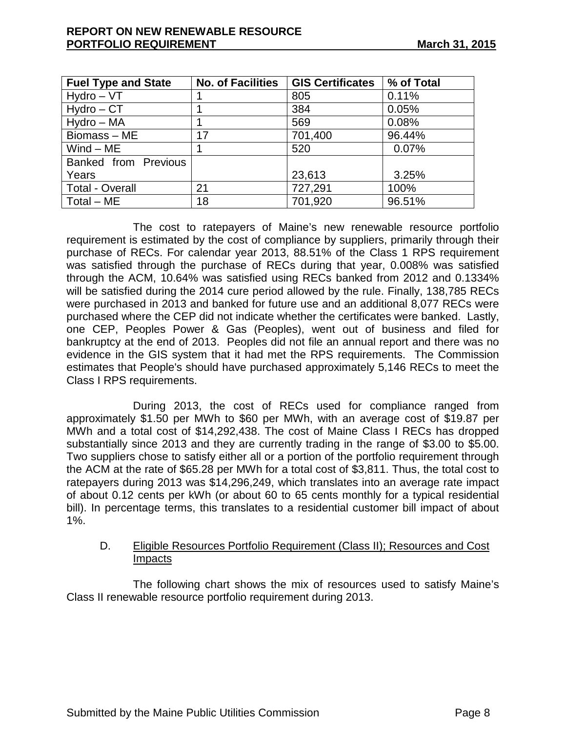| Fuel Type and State | No. of Facilities | GIS Certificates | % of Total |
|---|---|---|---|
| Hydro – VT | 1 | 805 | 0.11% |
| Hydro – CT | 1 | 384 | 0.05% |
| Hydro – MA | 1 | 569 | 0.08% |
| Biomass – ME | 17 | 701,400 | 96.44% |
| Wind – ME | 1 | 520 | 0.07% |
| Banked from Previous Years | | 23,613 | 3.25% |
| Total - Overall | 21 | 727,291 | 100% |
| Total – ME | 18 | 701,920 | 96.51% |

The cost to ratepayers of Maine's new renewable resource portfolio requirement is estimated by the cost of compliance by suppliers, primarily through their purchase of RECs. For calendar year 2013, 88.51% of the Class 1 RPS requirement was satisfied through the purchase of RECs during that year, 0.008% was satisfied through the ACM, 10.64% was satisfied using RECs banked from 2012 and 0.1334% will be satisfied during the 2014 cure period allowed by the rule. Finally, 138,785 RECs were purchased in 2013 and banked for future use and an additional 8,077 RECs were purchased where the CEP did not indicate whether the certificates were banked. Lastly, one CEP, Peoples Power & Gas (Peoples), went out of business and filed for bankruptcy at the end of 2013. Peoples did not file an annual report and there was no evidence in the GIS system that it had met the RPS requirements. The Commission estimates that People's should have purchased approximately 5,146 RECs to meet the Class I RPS requirements.

During 2013, the cost of RECs used for compliance ranged from approximately $1.50 per MWh to $60 per MWh, with an average cost of $19.87 per MWh and a total cost of $14,292,438. The cost of Maine Class I RECs has dropped substantially since 2013 and they are currently trading in the range of $3.00 to $5.00. Two suppliers chose to satisfy either all or a portion of the portfolio requirement through the ACM at the rate of $65.28 per MWh for a total cost of $3,811. Thus, the total cost to ratepayers during 2013 was $14,296,249, which translates into an average rate impact of about 0.12 cents per kWh (or about 60 to 65 cents monthly for a typical residential bill). In percentage terms, this translates to a residential customer bill impact of about 1%.

### D. Eligible Resources Portfolio Requirement (Class II); Resources and Cost Impacts

The following chart shows the mix of resources used to satisfy Maine's Class II renewable resource portfolio requirement during 2013.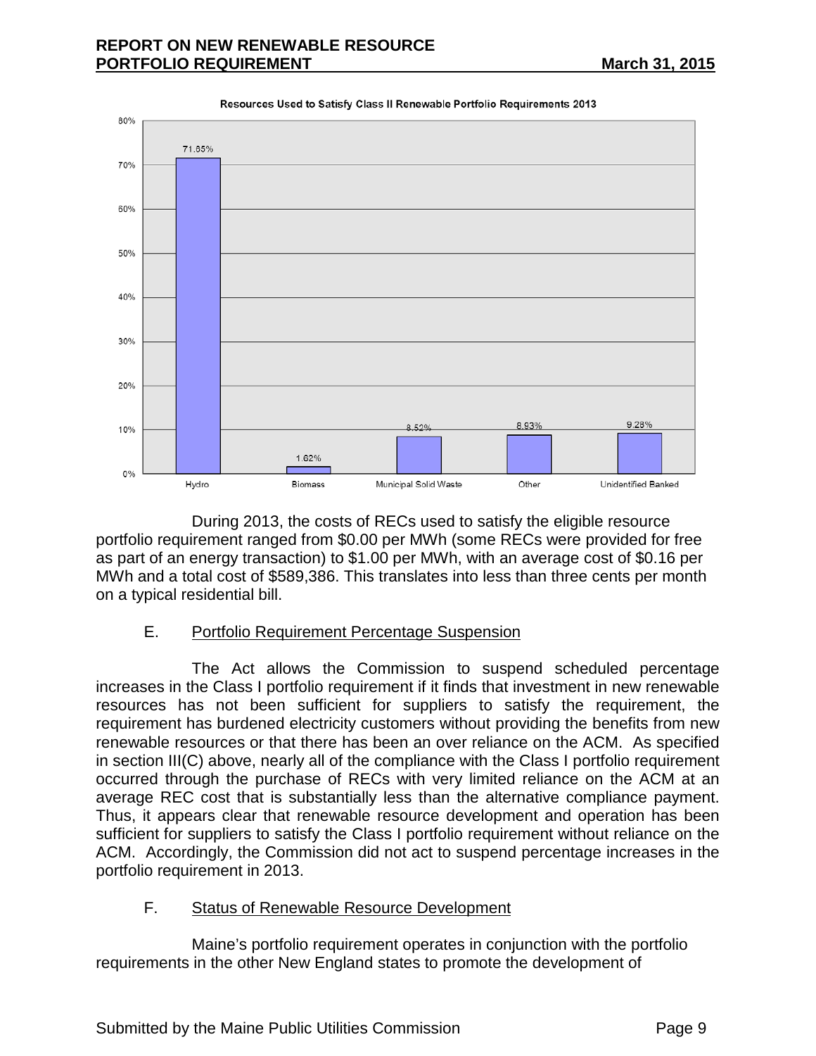Resources Used to Satisfy Class II Renewable Portfolio Requirements 2013

| Resource | Percentage |
|---|---|
| Hydro | 71.65% |
| Biomass | 1.62% |
| Municipal Solid Waste | 8.52% |
| Other | 8.93% |
| Unidentified Banked | 9.28% |

During 2013, the costs of RECs used to satisfy the eligible resource portfolio requirement ranged from $0.00 per MWh (some RECs were provided for free as part of an energy transaction) to $1.00 per MWh, with an average cost of $0.16 per MWh and a total cost of $589,386. This translates into less than three cents per month on a typical residential bill.

### E. Portfolio Requirement Percentage Suspension

The Act allows the Commission to suspend scheduled percentage increases in the Class I portfolio requirement if it finds that investment in new renewable resources has not been sufficient for suppliers to satisfy the requirement, the requirement has burdened electricity customers without providing the benefits from new renewable resources or that there has been an over reliance on the ACM. As specified in section III(C) above, nearly all of the compliance with the Class I portfolio requirement occurred through the purchase of RECs with very limited reliance on the ACM at an average REC cost that is substantially less than the alternative compliance payment. Thus, it appears clear that renewable resource development and operation has been sufficient for suppliers to satisfy the Class I portfolio requirement without reliance on the ACM. Accordingly, the Commission did not act to suspend percentage increases in the portfolio requirement in 2013.

### F. Status of Renewable Resource Development

Maine's portfolio requirement operates in conjunction with the portfolio requirements in the other New England states to promote the development of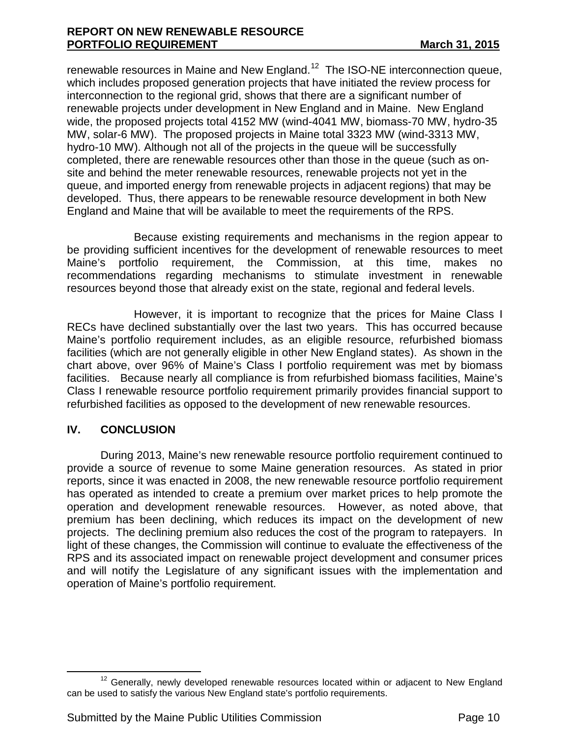renewable resources in Maine and New England.[12] The ISO-NE interconnection queue, which includes proposed generation projects that have initiated the review process for interconnection to the regional grid, shows that there are a significant number of renewable projects under development in New England and in Maine. New England wide, the proposed projects total 4152 MW (wind-4041 MW, biomass-70 MW, hydro-35 MW, solar-6 MW). The proposed projects in Maine total 3323 MW (wind-3313 MW, hydro-10 MW). Although not all of the projects in the queue will be successfully completed, there are renewable resources other than those in the queue (such as on-site and behind the meter renewable resources, renewable projects not yet in the queue, and imported energy from renewable projects in adjacent regions) that may be developed. Thus, there appears to be renewable resource development in both New England and Maine that will be available to meet the requirements of the RPS.

Because existing requirements and mechanisms in the region appear to be providing sufficient incentives for the development of renewable resources to meet Maine's portfolio requirement, the Commission, at this time, makes no recommendations regarding mechanisms to stimulate investment in renewable resources beyond those that already exist on the state, regional and federal levels.

However, it is important to recognize that the prices for Maine Class I RECs have declined substantially over the last two years. This has occurred because Maine's portfolio requirement includes, as an eligible resource, refurbished biomass facilities (which are not generally eligible in other New England states). As shown in the chart above, over 96% of Maine's Class I portfolio requirement was met by biomass facilities. Because nearly all compliance is from refurbished biomass facilities, Maine's Class I renewable resource portfolio requirement primarily provides financial support to refurbished facilities as opposed to the development of new renewable resources.

## IV. CONCLUSION

During 2013, Maine's new renewable resource portfolio requirement continued to provide a source of revenue to some Maine generation resources. As stated in prior reports, since it was enacted in 2008, the new renewable resource portfolio requirement has operated as intended to create a premium over market prices to help promote the operation and development renewable resources. However, as noted above, that premium has been declining, which reduces its impact on the development of new projects. The declining premium also reduces the cost of the program to ratepayers. In light of these changes, the Commission will continue to evaluate the effectiveness of the RPS and its associated impact on renewable project development and consumer prices and will notify the Legislature of any significant issues with the implementation and operation of Maine's portfolio requirement.

[12] Generally, newly developed renewable resources located within or adjacent to New England can be used to satisfy the various New England state's portfolio requirements.